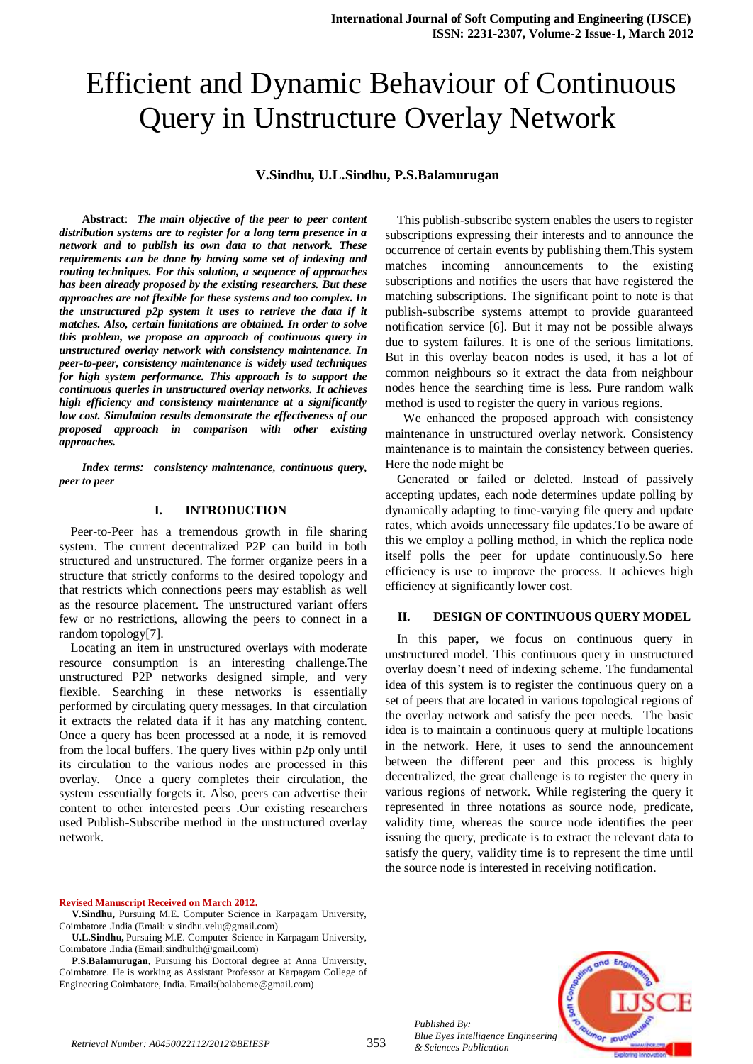# Efficient and Dynamic Behaviour of Continuous Query in Unstructure Overlay Network

**V.Sindhu, U.L.Sindhu, P.S.Balamurugan**

**Abstract**: ***The main objective of the peer to peer content distribution systems are to register for a long term presence in a network and to publish its own data to that network. These requirements can be done by having some set of indexing and routing techniques. For this solution, a sequence of approaches has been already proposed by the existing researchers. But these approaches are not flexible for these systems and too complex. In the unstructured p2p system it uses to retrieve the data if it matches. Also, certain limitations are obtained. In order to solve this problem, we propose an approach of continuous query in unstructured overlay network with consistency maintenance. In peer-to-peer, consistency maintenance is widely used techniques for high system performance. This approach is to support the continuous queries in unstructured overlay networks. It achieves high efficiency and consistency maintenance at a significantly low cost. Simulation results demonstrate the effectiveness of our proposed approach in comparison with other existing approaches.***

***Index terms: consistency maintenance, continuous query, peer to peer***

## I. INTRODUCTION

Peer-to-Peer has a tremendous growth in file sharing system. The current decentralized P2P can build in both structured and unstructured. The former organize peers in a structure that strictly conforms to the desired topology and that restricts which connections peers may establish as well as the resource placement. The unstructured variant offers few or no restrictions, allowing the peers to connect in a random topology[7].

Locating an item in unstructured overlays with moderate resource consumption is an interesting challenge.The unstructured P2P networks designed simple, and very flexible. Searching in these networks is essentially performed by circulating query messages. In that circulation it extracts the related data if it has any matching content. Once a query has been processed at a node, it is removed from the local buffers. The query lives within p2p only until its circulation to the various nodes are processed in this overlay. Once a query completes their circulation, the system essentially forgets it. Also, peers can advertise their content to other interested peers .Our existing researchers used Publish-Subscribe method in the unstructured overlay network.

This publish-subscribe system enables the users to register subscriptions expressing their interests and to announce the occurrence of certain events by publishing them.This system matches incoming announcements to the existing subscriptions and notifies the users that have registered the matching subscriptions. The significant point to note is that publish-subscribe systems attempt to provide guaranteed notification service [6]. But it may not be possible always due to system failures. It is one of the serious limitations. But in this overlay beacon nodes is used, it has a lot of common neighbours so it extract the data from neighbour nodes hence the searching time is less. Pure random walk method is used to register the query in various regions.

We enhanced the proposed approach with consistency maintenance in unstructured overlay network. Consistency maintenance is to maintain the consistency between queries. Here the node might be

Generated or failed or deleted. Instead of passively accepting updates, each node determines update polling by dynamically adapting to time-varying file query and update rates, which avoids unnecessary file updates.To be aware of this we employ a polling method, in which the replica node itself polls the peer for update continuously.So here efficiency is use to improve the process. It achieves high efficiency at significantly lower cost.

## II. DESIGN OF CONTINUOUS QUERY MODEL

In this paper, we focus on continuous query in unstructured model. This continuous query in unstructured overlay doesn't need of indexing scheme. The fundamental idea of this system is to register the continuous query on a set of peers that are located in various topological regions of the overlay network and satisfy the peer needs. The basic idea is to maintain a continuous query at multiple locations in the network. Here, it uses to send the announcement between the different peer and this process is highly decentralized, the great challenge is to register the query in various regions of network. While registering the query it represented in three notations as source node, predicate, validity time, whereas the source node identifies the peer issuing the query, predicate is to extract the relevant data to satisfy the query, validity time is to represent the time until the source node is interested in receiving notification.

**Revised Manuscript Received on March 2012.**

**V.Sindhu,** Pursuing M.E. Computer Science in Karpagam University, Coimbatore .India (Email: v.sindhu.velu@gmail.com)

**U.L.Sindhu,** Pursuing M.E. Computer Science in Karpagam University, Coimbatore .India (Email:sindhulth@gmail.com)

**P.S.Balamurugan**, Pursuing his Doctoral degree at Anna University, Coimbatore. He is working as Assistant Professor at Karpagam College of Engineering Coimbatore, India. Email:(balabeme@gmail.com)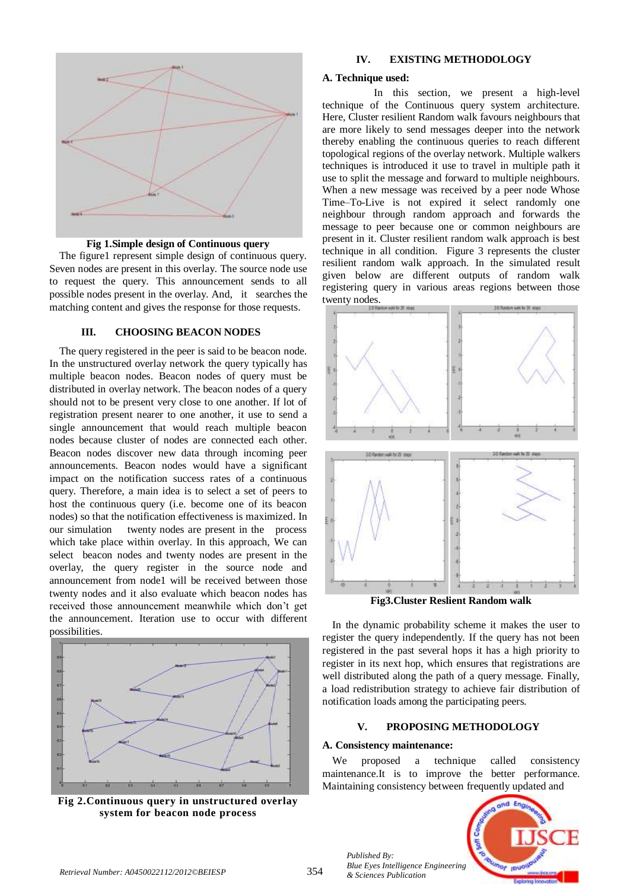**Fig 1.Simple design of Continuous query**

The figure1 represent simple design of continuous query. Seven nodes are present in this overlay. The source node use to request the query. This announcement sends to all possible nodes present in the overlay. And, it searches the matching content and gives the response for those requests.

## III. CHOOSING BEACON NODES

The query registered in the peer is said to be beacon node. In the unstructured overlay network the query typically has multiple beacon nodes. Beacon nodes of query must be distributed in overlay network. The beacon nodes of a query should not to be present very close to one another. If lot of registration present nearer to one another, it use to send a single announcement that would reach multiple beacon nodes because cluster of nodes are connected each other. Beacon nodes discover new data through incoming peer announcements. Beacon nodes would have a significant impact on the notification success rates of a continuous query. Therefore, a main idea is to select a set of peers to host the continuous query (i.e. become one of its beacon nodes) so that the notification effectiveness is maximized. In our simulation twenty nodes are present in the process which take place within overlay. In this approach, We can select beacon nodes and twenty nodes are present in the overlay, the query register in the source node and announcement from node1 will be received between those twenty nodes and it also evaluate which beacon nodes has received those announcement meanwhile which don't get the announcement. Iteration use to occur with different possibilities.

**Fig 2.Continuous query in unstructured overlay system for beacon node process**

## IV. EXISTING METHODOLOGY

### A. Technique used:

In this section, we present a high-level technique of the Continuous query system architecture. Here, Cluster resilient Random walk favours neighbours that are more likely to send messages deeper into the network thereby enabling the continuous queries to reach different topological regions of the overlay network. Multiple walkers techniques is introduced it use to travel in multiple path it use to split the message and forward to multiple neighbours. When a new message was received by a peer node Whose Time–To-Live is not expired it select randomly one neighbour through random approach and forwards the message to peer because one or common neighbours are present in it. Cluster resilient random walk approach is best technique in all condition. Figure 3 represents the cluster resilient random walk approach. In the simulated result given below are different outputs of random walk registering query in various areas regions between those twenty nodes.

**Fig3.Cluster Reslient Random walk**

In the dynamic probability scheme it makes the user to register the query independently. If the query has not been registered in the past several hops it has a high priority to register in its next hop, which ensures that registrations are well distributed along the path of a query message. Finally, a load redistribution strategy to achieve fair distribution of notification loads among the participating peers.

## V. PROPOSING METHODOLOGY

### A. Consistency maintenance:

We proposed a technique called consistency maintenance.It is to improve the better performance. Maintaining consistency between frequently updated and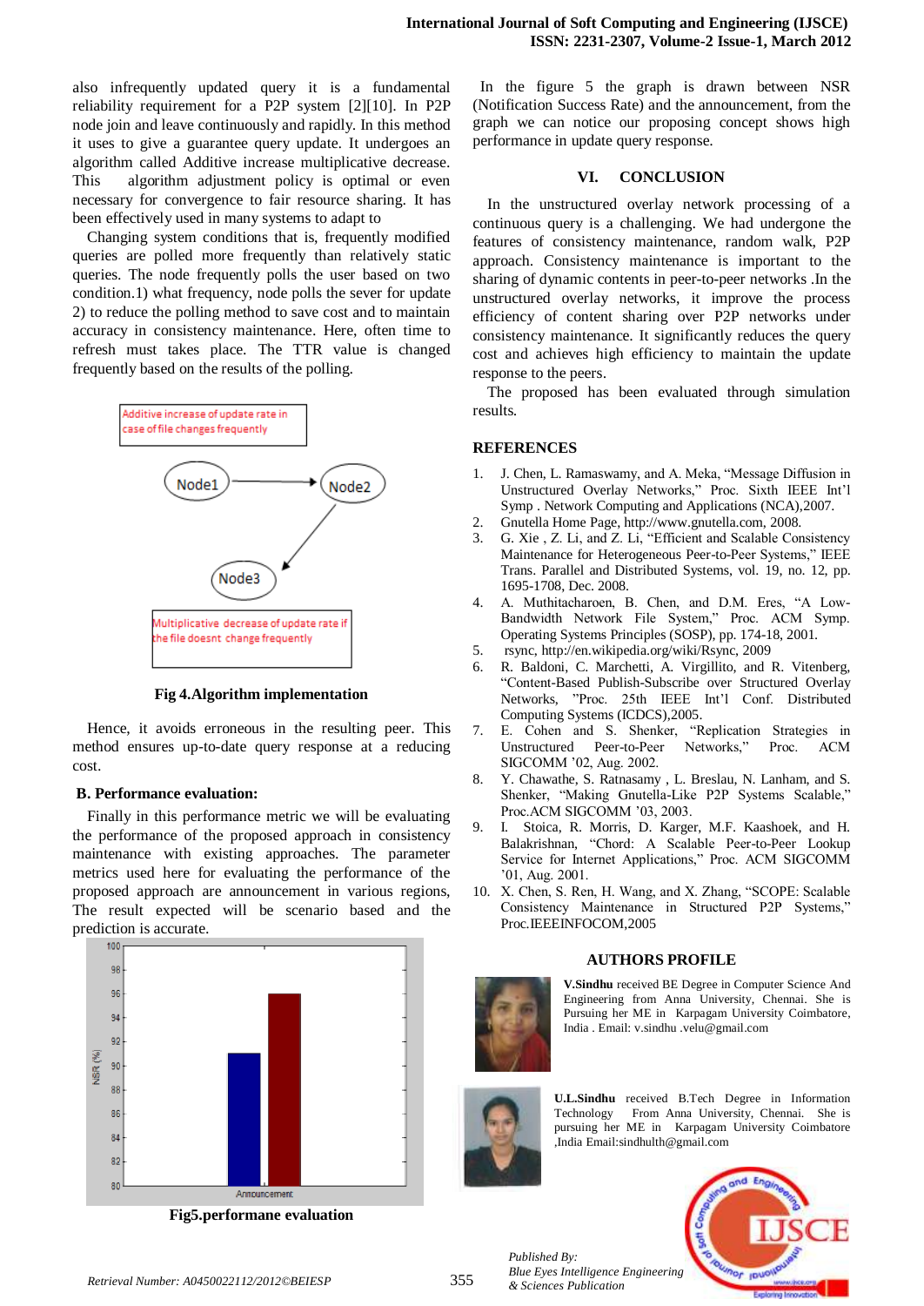also infrequently updated query it is a fundamental reliability requirement for a P2P system [2][10]. In P2P node join and leave continuously and rapidly. In this method it uses to give a guarantee query update. It undergoes an algorithm called Additive increase multiplicative decrease. This algorithm adjustment policy is optimal or even necessary for convergence to fair resource sharing. It has been effectively used in many systems to adapt to

Changing system conditions that is, frequently modified queries are polled more frequently than relatively static queries. The node frequently polls the user based on two condition.1) what frequency, node polls the sever for update 2) to reduce the polling method to save cost and to maintain accuracy in consistency maintenance. Here, often time to refresh must takes place. The TTR value is changed frequently based on the results of the polling.

Additive increase of update rate in case of file changes frequently

Node1 → Node2 → Node3

Multiplicative decrease of update rate if the file doesnt change frequently

**Fig 4.Algorithm implementation**

Hence, it avoids erroneous in the resulting peer. This method ensures up-to-date query response at a reducing cost.

### B. Performance evaluation:

Finally in this performance metric we will be evaluating the performance of the proposed approach in consistency maintenance with existing approaches. The parameter metrics used here for evaluating the performance of the proposed approach are announcement in various regions, The result expected will be scenario based and the prediction is accurate.

**Fig5.performane evaluation**

In the figure 5 the graph is drawn between NSR (Notification Success Rate) and the announcement, from the graph we can notice our proposing concept shows high performance in update query response.

## VI. CONCLUSION

In the unstructured overlay network processing of a continuous query is a challenging. We had undergone the features of consistency maintenance, random walk, P2P approach. Consistency maintenance is important to the sharing of dynamic contents in peer-to-peer networks .In the unstructured overlay networks, it improve the process efficiency of content sharing over P2P networks under consistency maintenance. It significantly reduces the query cost and achieves high efficiency to maintain the update response to the peers.

The proposed has been evaluated through simulation results.

## REFERENCES

1. J. Chen, L. Ramaswamy, and A. Meka, "Message Diffusion in Unstructured Overlay Networks," Proc. Sixth IEEE Int'l Symp . Network Computing and Applications (NCA),2007.
2. Gnutella Home Page, http://www.gnutella.com, 2008.
3. G. Xie , Z. Li, and Z. Li, "Efficient and Scalable Consistency Maintenance for Heterogeneous Peer-to-Peer Systems," IEEE Trans. Parallel and Distributed Systems, vol. 19, no. 12, pp. 1695-1708, Dec. 2008.
4. A. Muthitacharoen, B. Chen, and D.M. Eres, "A Low-Bandwidth Network File System," Proc. ACM Symp. Operating Systems Principles (SOSP), pp. 174-18, 2001.
5. rsync, http://en.wikipedia.org/wiki/Rsync, 2009
6. R. Baldoni, C. Marchetti, A. Virgillito, and R. Vitenberg, "Content-Based Publish-Subscribe over Structured Overlay Networks, "Proc. 25th IEEE Int'l Conf. Distributed Computing Systems (ICDCS),2005.
7. E. Cohen and S. Shenker, "Replication Strategies in Unstructured Peer-to-Peer Networks," Proc. ACM SIGCOMM '02, Aug. 2002.
8. Y. Chawathe, S. Ratnasamy , L. Breslau, N. Lanham, and S. Shenker, "Making Gnutella-Like P2P Systems Scalable," Proc.ACM SIGCOMM '03, 2003.
9. I. Stoica, R. Morris, D. Karger, M.F. Kaashoek, and H. Balakrishnan, "Chord: A Scalable Peer-to-Peer Lookup Service for Internet Applications," Proc. ACM SIGCOMM '01, Aug. 2001.
10. X. Chen, S. Ren, H. Wang, and X. Zhang, "SCOPE: Scalable Consistency Maintenance in Structured P2P Systems," Proc.IEEEINFOCOM,2005

## AUTHORS PROFILE

**V.Sindhu** received BE Degree in Computer Science And Engineering from Anna University, Chennai. She is Pursuing her ME in Karpagam University Coimbatore, India . Email: v.sindhu .velu@gmail.com

**U.L.Sindhu** received B.Tech Degree in Information Technology From Anna University, Chennai. She is pursuing her ME in Karpagam University Coimbatore ,India Email:sindhulth@gmail.com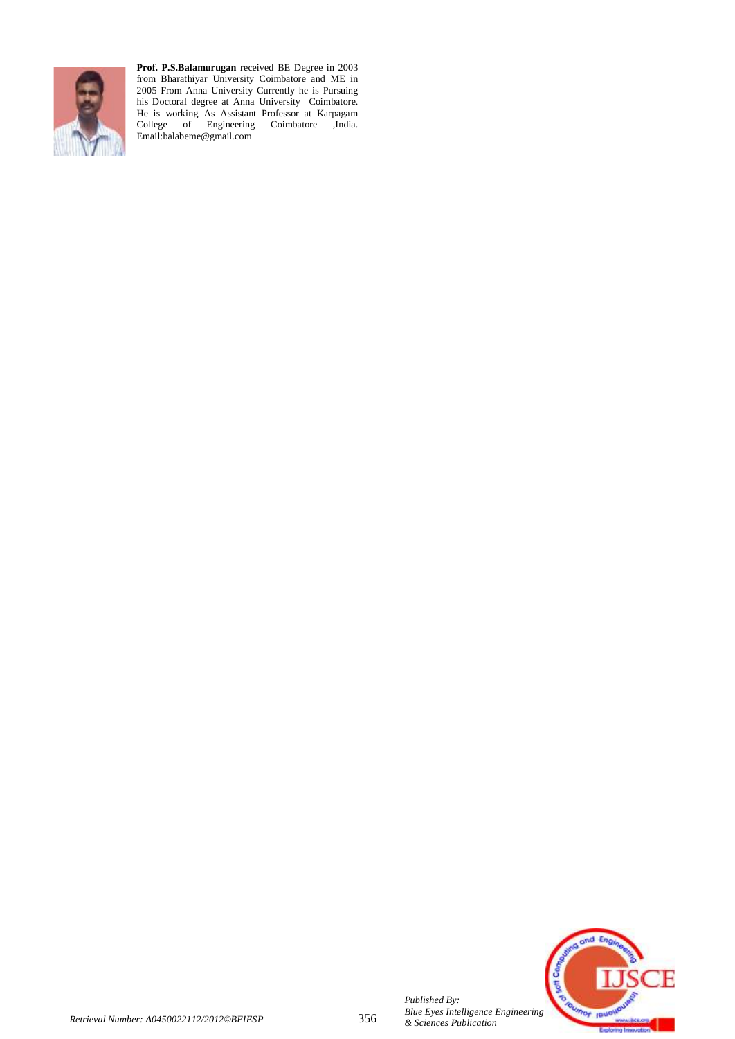**Prof. P.S.Balamurugan** received BE Degree in 2003 from Bharathiyar University Coimbatore and ME in 2005 From Anna University Currently he is Pursuing his Doctoral degree at Anna University Coimbatore. He is working As Assistant Professor at Karpagam College of Engineering Coimbatore ,India. Email:balabeme@gmail.com